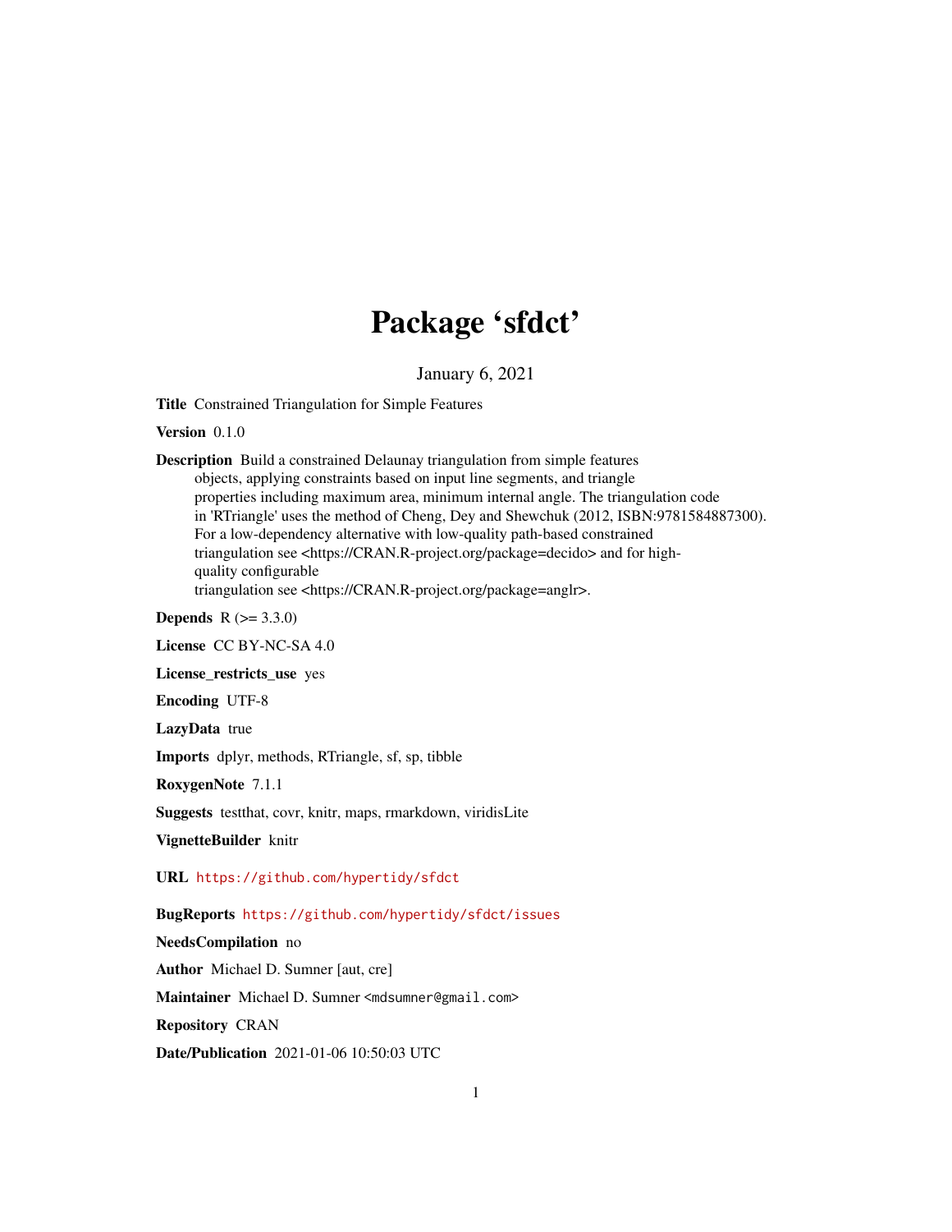# Package 'sfdct'

January 6, 2021

**Title** Constrained Triangulation for Simple Features

**Version** 0.1.0

**Description** Build a constrained Delaunay triangulation from simple features objects, applying constraints based on input line segments, and triangle properties including maximum area, minimum internal angle. The triangulation code in 'RTriangle' uses the method of Cheng, Dey and Shewchuk (2012, ISBN:9781584887300). For a low-dependency alternative with low-quality path-based constrained triangulation see <https://CRAN.R-project.org/package=decido> and for high-quality configurable triangulation see <https://CRAN.R-project.org/package=anglr>.

**Depends** R (>= 3.3.0)

**License** CC BY-NC-SA 4.0

**License_restricts_use** yes

**Encoding** UTF-8

**LazyData** true

**Imports** dplyr, methods, RTriangle, sf, sp, tibble

**RoxygenNote** 7.1.1

**Suggests** testthat, covr, knitr, maps, rmarkdown, viridisLite

**VignetteBuilder** knitr

**URL** https://github.com/hypertidy/sfdct

**BugReports** https://github.com/hypertidy/sfdct/issues

**NeedsCompilation** no

**Author** Michael D. Sumner [aut, cre]

**Maintainer** Michael D. Sumner <mdsumner@gmail.com>

**Repository** CRAN

**Date/Publication** 2021-01-06 10:50:03 UTC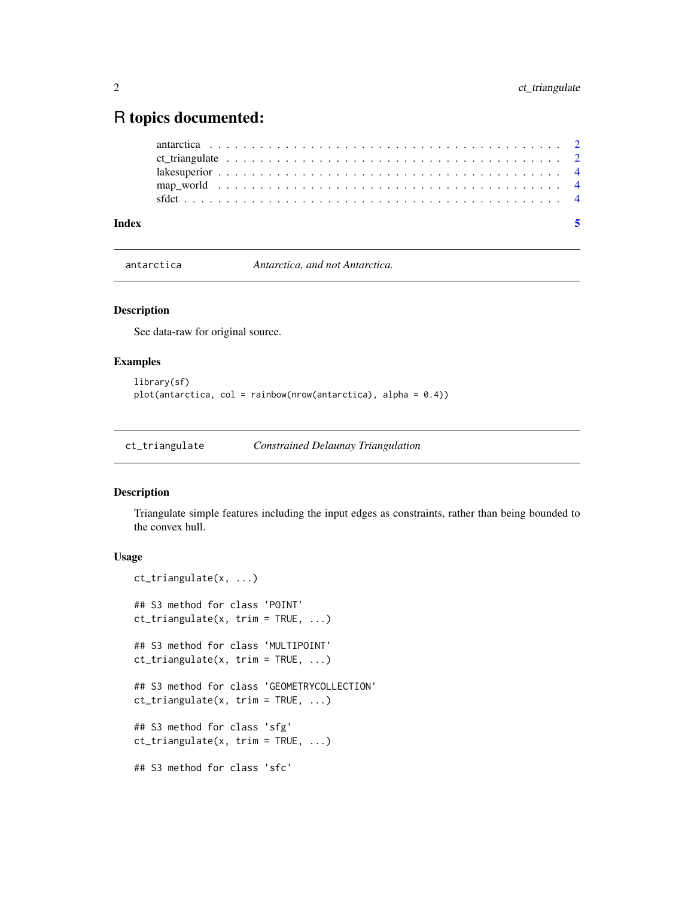# R topics documented:

antarctica . . . . . . . . . . . . . . . . . . . . . . . . . . . . . . . . . . . . . . . . 2
ct_triangulate . . . . . . . . . . . . . . . . . . . . . . . . . . . . . . . . . . . . . . . 2
lakesuperior . . . . . . . . . . . . . . . . . . . . . . . . . . . . . . . . . . . . . . . . 4
map_world . . . . . . . . . . . . . . . . . . . . . . . . . . . . . . . . . . . . . . . . . 4
sfdct . . . . . . . . . . . . . . . . . . . . . . . . . . . . . . . . . . . . . . . . . . . . 4

**Index** **5**

---

## antarctica — *Antarctica, and not Antarctica.*

### Description

See data-raw for original source.

### Examples

```
library(sf)
plot(antarctica, col = rainbow(nrow(antarctica), alpha = 0.4))
```

---

## ct_triangulate — *Constrained Delaunay Triangulation*

### Description

Triangulate simple features including the input edges as constraints, rather than being bounded to the convex hull.

### Usage

```
ct_triangulate(x, ...)

## S3 method for class 'POINT'
ct_triangulate(x, trim = TRUE, ...)

## S3 method for class 'MULTIPOINT'
ct_triangulate(x, trim = TRUE, ...)

## S3 method for class 'GEOMETRYCOLLECTION'
ct_triangulate(x, trim = TRUE, ...)

## S3 method for class 'sfg'
ct_triangulate(x, trim = TRUE, ...)

## S3 method for class 'sfc'
```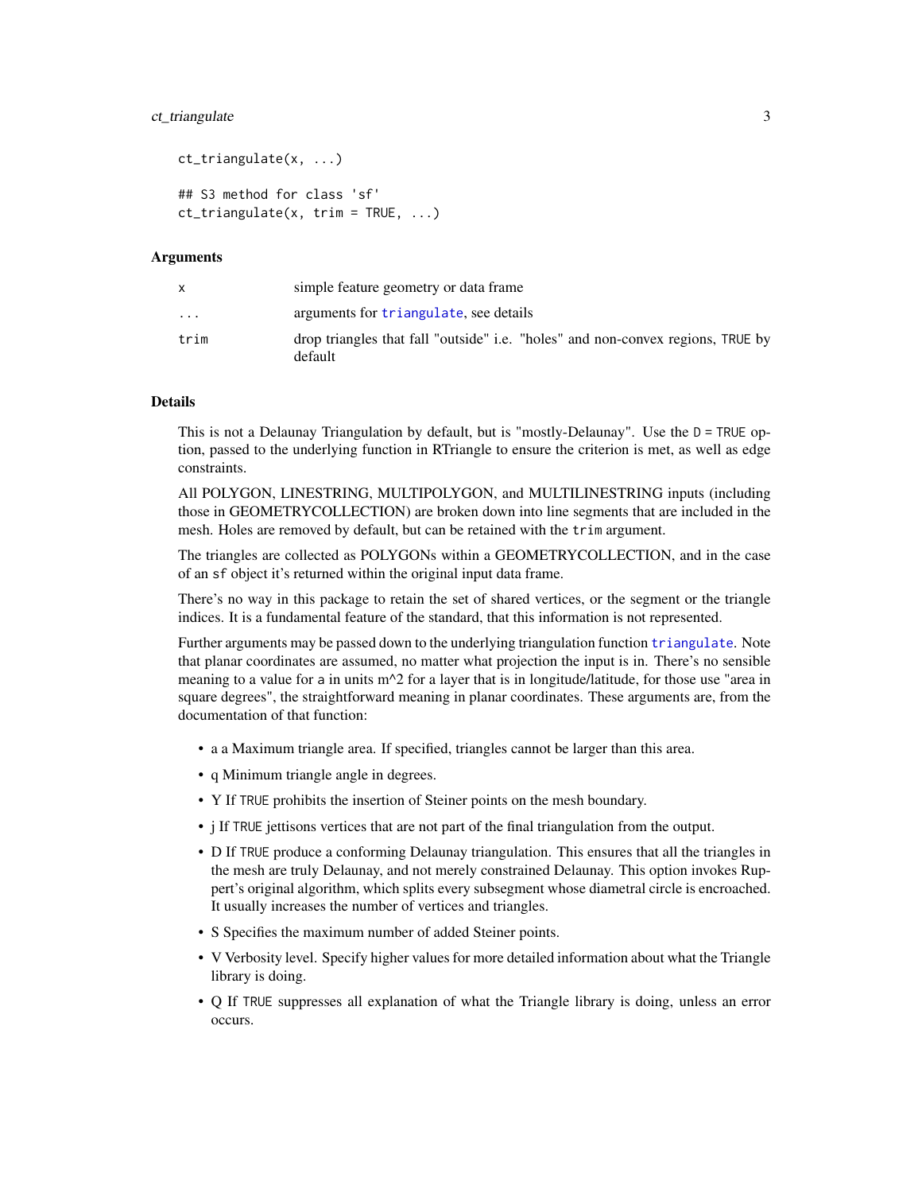```
ct_triangulate(x, ...)

## S3 method for class 'sf'
ct_triangulate(x, trim = TRUE, ...)
```

### Arguments

| | |
|---|---|
| x | simple feature geometry or data frame |
| ... | arguments for triangulate, see details |
| trim | drop triangles that fall "outside" i.e. "holes" and non-convex regions, TRUE by default |

### Details

This is not a Delaunay Triangulation by default, but is "mostly-Delaunay". Use the D = TRUE option, passed to the underlying function in RTriangle to ensure the criterion is met, as well as edge constraints.

All POLYGON, LINESTRING, MULTIPOLYGON, and MULTILINESTRING inputs (including those in GEOMETRYCOLLECTION) are broken down into line segments that are included in the mesh. Holes are removed by default, but can be retained with the trim argument.

The triangles are collected as POLYGONs within a GEOMETRYCOLLECTION, and in the case of an sf object it's returned within the original input data frame.

There's no way in this package to retain the set of shared vertices, or the segment or the triangle indices. It is a fundamental feature of the standard, that this information is not represented.

Further arguments may be passed down to the underlying triangulation function triangulate. Note that planar coordinates are assumed, no matter what projection the input is in. There's no sensible meaning to a value for a in units m^2 for a layer that is in longitude/latitude, for those use "area in square degrees", the straightforward meaning in planar coordinates. These arguments are, from the documentation of that function:

- a a Maximum triangle area. If specified, triangles cannot be larger than this area.
- q Minimum triangle angle in degrees.
- Y If TRUE prohibits the insertion of Steiner points on the mesh boundary.
- j If TRUE jettisons vertices that are not part of the final triangulation from the output.
- D If TRUE produce a conforming Delaunay triangulation. This ensures that all the triangles in the mesh are truly Delaunay, and not merely constrained Delaunay. This option invokes Ruppert's original algorithm, which splits every subsegment whose diametral circle is encroached. It usually increases the number of vertices and triangles.
- S Specifies the maximum number of added Steiner points.
- V Verbosity level. Specify higher values for more detailed information about what the Triangle library is doing.
- Q If TRUE suppresses all explanation of what the Triangle library is doing, unless an error occurs.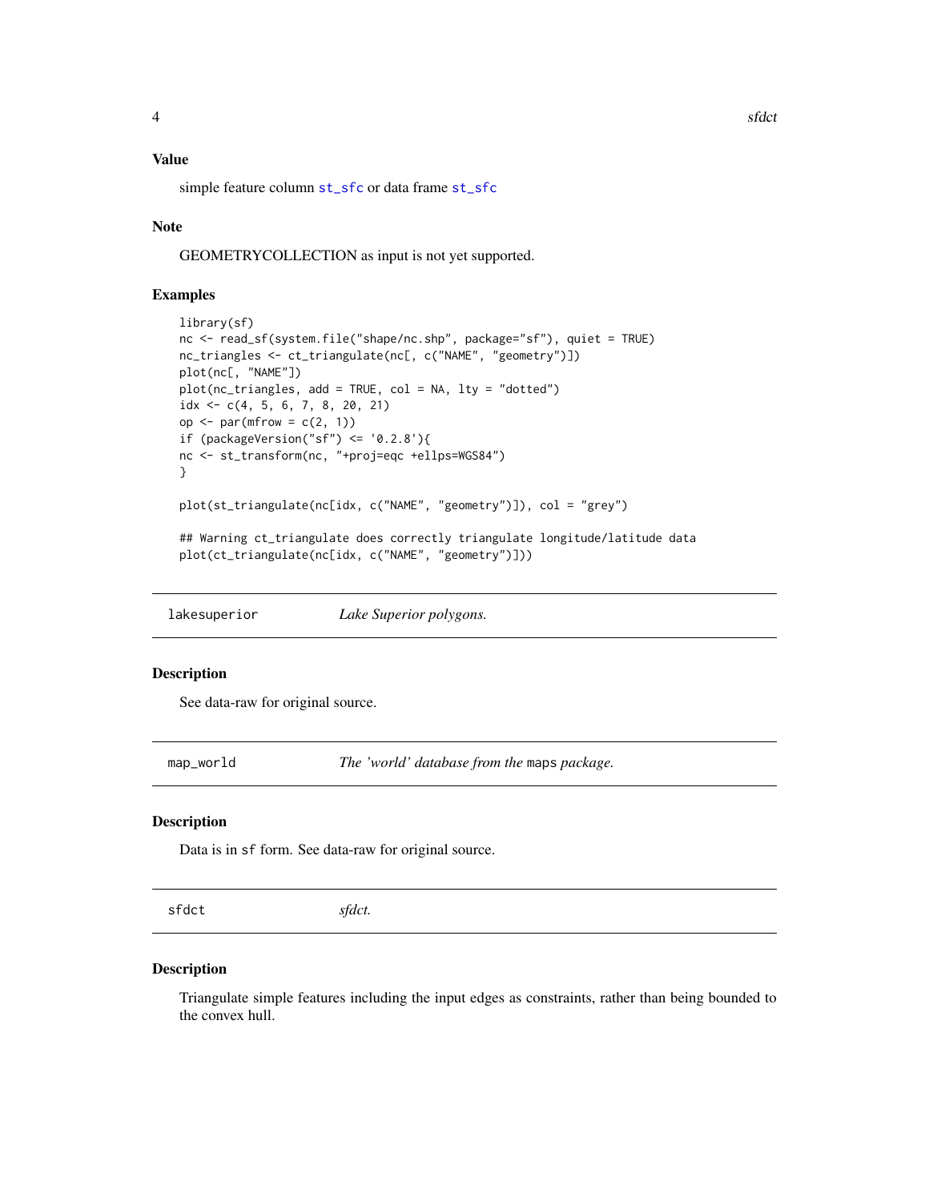### Value

simple feature column `st_sfc` or data frame `st_sfc`

### Note

GEOMETRYCOLLECTION as input is not yet supported.

### Examples

```
library(sf)
nc <- read_sf(system.file("shape/nc.shp", package="sf"), quiet = TRUE)
nc_triangles <- ct_triangulate(nc[, c("NAME", "geometry")])
plot(nc[, "NAME"])
plot(nc_triangles, add = TRUE, col = NA, lty = "dotted")
idx <- c(4, 5, 6, 7, 8, 20, 21)
op <- par(mfrow = c(2, 1))
if (packageVersion("sf") <= '0.2.8'){
nc <- st_transform(nc, "+proj=eqc +ellps=WGS84")
}

plot(st_triangulate(nc[idx, c("NAME", "geometry")]), col = "grey")

## Warning ct_triangulate does correctly triangulate longitude/latitude data
plot(ct_triangulate(nc[idx, c("NAME", "geometry")]))
```

---

## `lakesuperior` *Lake Superior polygons.*

### Description

See data-raw for original source.

---

## `map_world` *The 'world' database from the* `maps` *package.*

### Description

Data is in `sf` form. See data-raw for original source.

---

## `sfdct` *sfdct.*

### Description

Triangulate simple features including the input edges as constraints, rather than being bounded to the convex hull.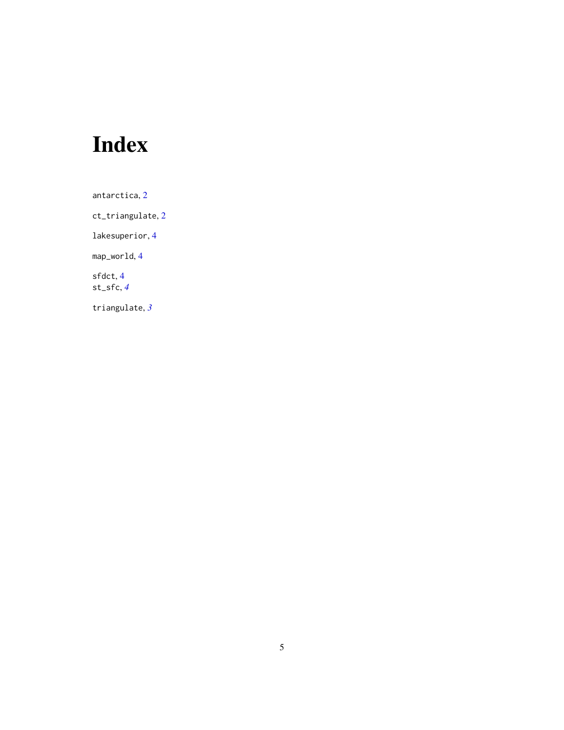# Index

antarctica, 2

ct_triangulate, 2

lakesuperior, 4

map_world, 4

sfdct, 4
st_sfc, *4*

triangulate, *3*